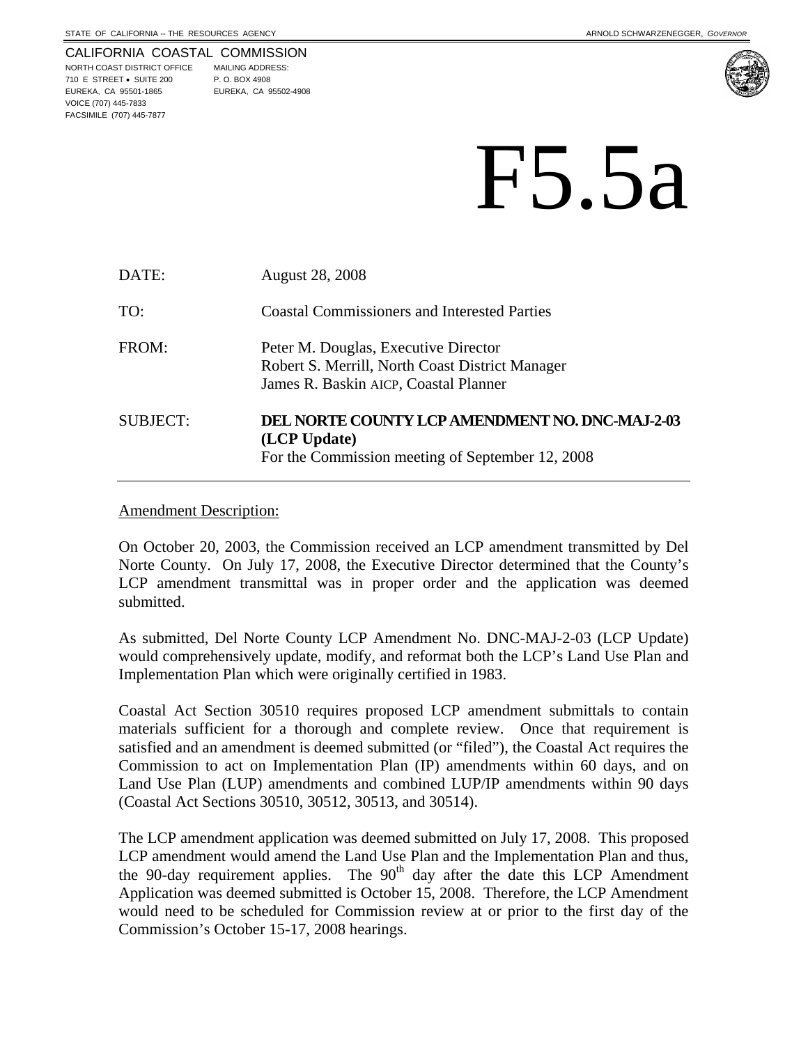STATE OF CALIFORNIA -- THE RESOURCES AGENCY ARNOLD SCHWARZENEGGER, *GOVERNOR*

CALIFORNIA COASTAL COMMISSION
NORTH COAST DISTRICT OFFICE
710 E STREET • SUITE 200
EUREKA, CA 95501-1865
VOICE (707) 445-7833
FACSIMILE (707) 445-7877

MAILING ADDRESS:
P. O. BOX 4908
EUREKA, CA 95502-4908

# F5.5a

| | |
|---|---|
| DATE: | August 28, 2008 |
| TO: | Coastal Commissioners and Interested Parties |
| FROM: | Peter M. Douglas, Executive Director<br>Robert S. Merrill, North Coast District Manager<br>James R. Baskin AICP, Coastal Planner |
| SUBJECT: | **DEL NORTE COUNTY LCP AMENDMENT NO. DNC-MAJ-2-03 (LCP Update)**<br>For the Commission meeting of September 12, 2008 |

---

Amendment Description:

On October 20, 2003, the Commission received an LCP amendment transmitted by Del Norte County. On July 17, 2008, the Executive Director determined that the County's LCP amendment transmittal was in proper order and the application was deemed submitted.

As submitted, Del Norte County LCP Amendment No. DNC-MAJ-2-03 (LCP Update) would comprehensively update, modify, and reformat both the LCP's Land Use Plan and Implementation Plan which were originally certified in 1983.

Coastal Act Section 30510 requires proposed LCP amendment submittals to contain materials sufficient for a thorough and complete review. Once that requirement is satisfied and an amendment is deemed submitted (or "filed"), the Coastal Act requires the Commission to act on Implementation Plan (IP) amendments within 60 days, and on Land Use Plan (LUP) amendments and combined LUP/IP amendments within 90 days (Coastal Act Sections 30510, 30512, 30513, and 30514).

The LCP amendment application was deemed submitted on July 17, 2008. This proposed LCP amendment would amend the Land Use Plan and the Implementation Plan and thus, the 90-day requirement applies. The 90th day after the date this LCP Amendment Application was deemed submitted is October 15, 2008. Therefore, the LCP Amendment would need to be scheduled for Commission review at or prior to the first day of the Commission's October 15-17, 2008 hearings.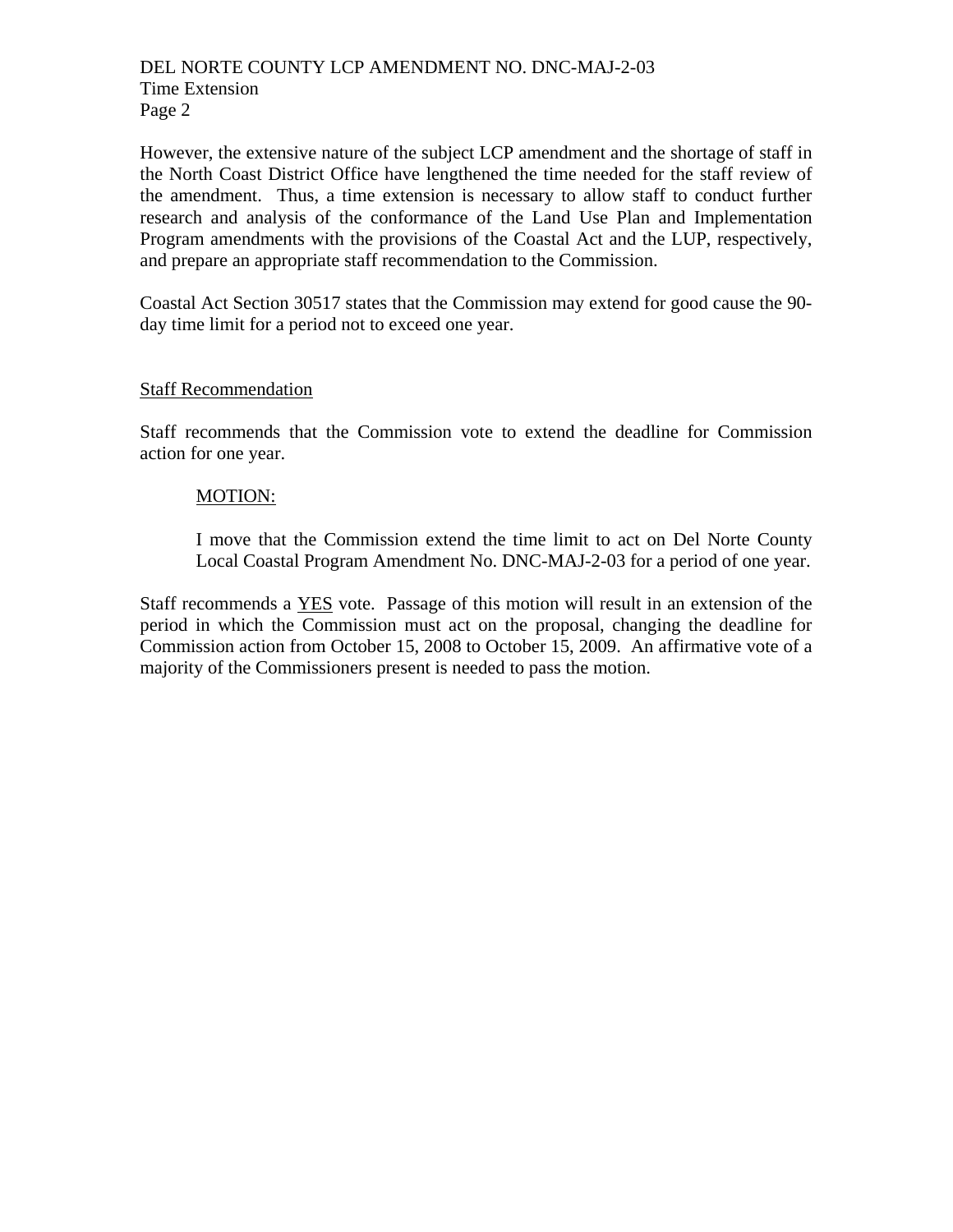However, the extensive nature of the subject LCP amendment and the shortage of staff in the North Coast District Office have lengthened the time needed for the staff review of the amendment. Thus, a time extension is necessary to allow staff to conduct further research and analysis of the conformance of the Land Use Plan and Implementation Program amendments with the provisions of the Coastal Act and the LUP, respectively, and prepare an appropriate staff recommendation to the Commission.

Coastal Act Section 30517 states that the Commission may extend for good cause the 90-day time limit for a period not to exceed one year.

## Staff Recommendation

Staff recommends that the Commission vote to extend the deadline for Commission action for one year.

### MOTION:

> I move that the Commission extend the time limit to act on Del Norte County Local Coastal Program Amendment No. DNC-MAJ-2-03 for a period of one year.

Staff recommends a YES vote. Passage of this motion will result in an extension of the period in which the Commission must act on the proposal, changing the deadline for Commission action from October 15, 2008 to October 15, 2009. An affirmative vote of a majority of the Commissioners present is needed to pass the motion.